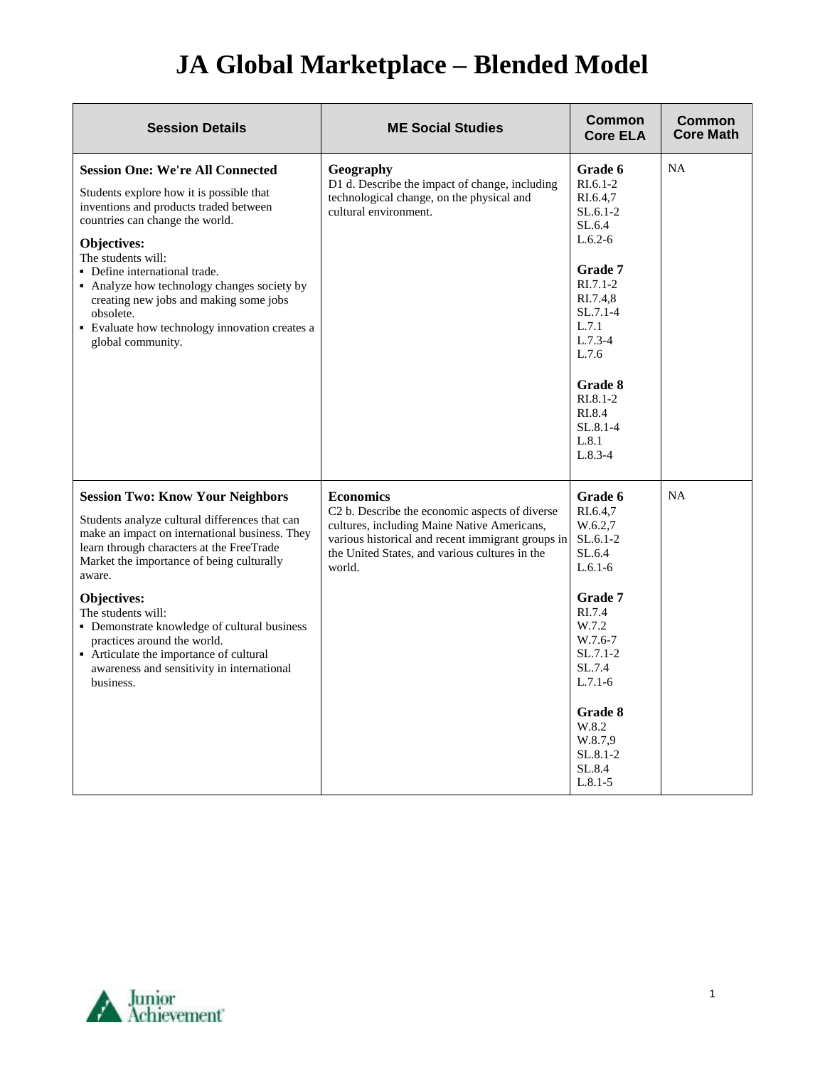# JA Global Marketplace – Blended Model

| Session Details | ME Social Studies | Common Core ELA | Common Core Math |
|---|---|---|---|
| **Session One: We're All Connected**<br><br>Students explore how it is possible that inventions and products traded between countries can change the world.<br><br>**Objectives:**<br>The students will:<br>▪ Define international trade.<br>▪ Analyze how technology changes society by creating new jobs and making some jobs obsolete.<br>▪ Evaluate how technology innovation creates a global community. | **Geography**<br>D1 d. Describe the impact of change, including technological change, on the physical and cultural environment. | **Grade 6**<br>RI.6.1-2<br>RI.6.4,7<br>SL.6.1-2<br>SL.6.4<br>L.6.2-6<br><br>**Grade 7**<br>RI.7.1-2<br>RI.7.4,8<br>SL.7.1-4<br>L.7.1<br>L.7.3-4<br>L.7.6<br><br>**Grade 8**<br>RI.8.1-2<br>RI.8.4<br>SL.8.1-4<br>L.8.1<br>L.8.3-4 | NA |
| **Session Two: Know Your Neighbors**<br><br>Students analyze cultural differences that can make an impact on international business. They learn through characters at the FreeTrade Market the importance of being culturally aware.<br><br>**Objectives:**<br>The students will:<br>▪ Demonstrate knowledge of cultural business practices around the world.<br>▪ Articulate the importance of cultural awareness and sensitivity in international business. | **Economics**<br>C2 b. Describe the economic aspects of diverse cultures, including Maine Native Americans, various historical and recent immigrant groups in the United States, and various cultures in the world. | **Grade 6**<br>RI.6.4,7<br>W.6.2,7<br>SL.6.1-2<br>SL.6.4<br>L.6.1-6<br><br>**Grade 7**<br>RI.7.4<br>W.7.2<br>W.7.6-7<br>SL.7.1-2<br>SL.7.4<br>L.7.1-6<br><br>**Grade 8**<br>W.8.2<br>W.8.7,9<br>SL.8.1-2<br>SL.8.4<br>L.8.1-5 | NA |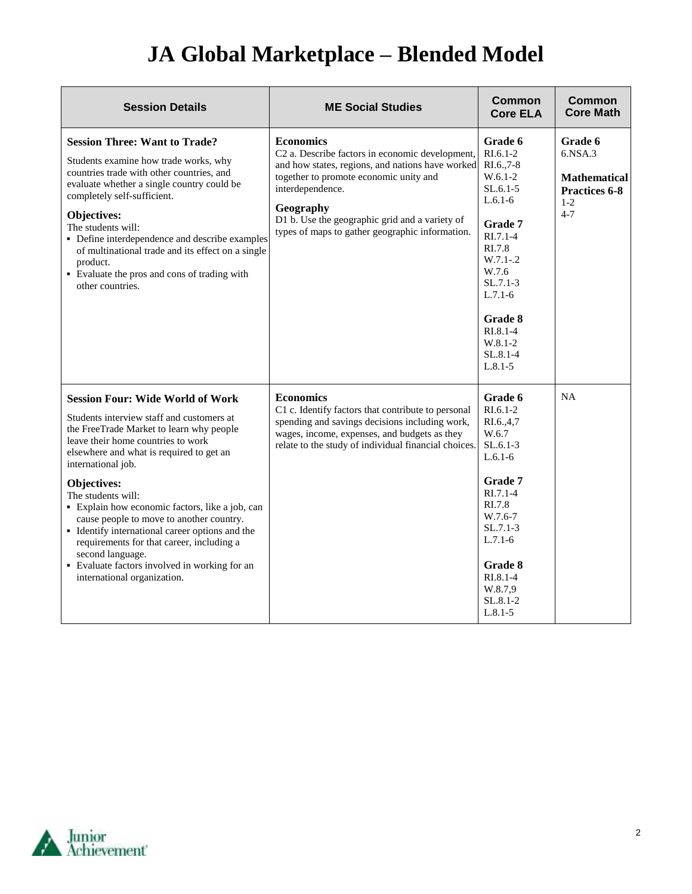# JA Global Marketplace – Blended Model

| Session Details | ME Social Studies | Common Core ELA | Common Core Math |
|---|---|---|---|
| **Session Three: Want to Trade?**<br>Students examine how trade works, why countries trade with other countries, and evaluate whether a single country could be completely self-sufficient.<br>**Objectives:**<br>The students will:<br>▪ Define interdependence and describe examples of multinational trade and its effect on a single product.<br>▪ Evaluate the pros and cons of trading with other countries. | **Economics**<br>C2 a. Describe factors in economic development, and how states, regions, and nations have worked together to promote economic unity and interdependence.<br>**Geography**<br>D1 b. Use the geographic grid and a variety of types of maps to gather geographic information. | **Grade 6**<br>RI.6.1-2<br>RI.6.,7-8<br>W.6.1-2<br>SL.6.1-5<br>L.6.1-6<br>**Grade 7**<br>RI.7.1-4<br>RI.7.8<br>W.7.1-.2<br>W.7.6<br>SL.7.1-3<br>L.7.1-6<br>**Grade 8**<br>RI.8.1-4<br>W.8.1-2<br>SL.8.1-4<br>L.8.1-5 | **Grade 6**<br>6.NSA.3<br>**Mathematical Practices 6-8**<br>1-2<br>4-7 |
| **Session Four: Wide World of Work**<br>Students interview staff and customers at the FreeTrade Market to learn why people leave their home countries to work elsewhere and what is required to get an international job.<br>**Objectives:**<br>The students will:<br>▪ Explain how economic factors, like a job, can cause people to move to another country.<br>▪ Identify international career options and the requirements for that career, including a second language.<br>▪ Evaluate factors involved in working for an international organization. | **Economics**<br>C1 c. Identify factors that contribute to personal spending and savings decisions including work, wages, income, expenses, and budgets as they relate to the study of individual financial choices. | **Grade 6**<br>RI.6.1-2<br>RI.6.,4,7<br>W.6.7<br>SL.6.1-3<br>L.6.1-6<br>**Grade 7**<br>RI.7.1-4<br>RI.7.8<br>W.7.6-7<br>SL.7.1-3<br>L.7.1-6<br>**Grade 8**<br>RI.8.1-4<br>W.8.7,9<br>SL.8.1-2<br>L.8.1-5 | NA |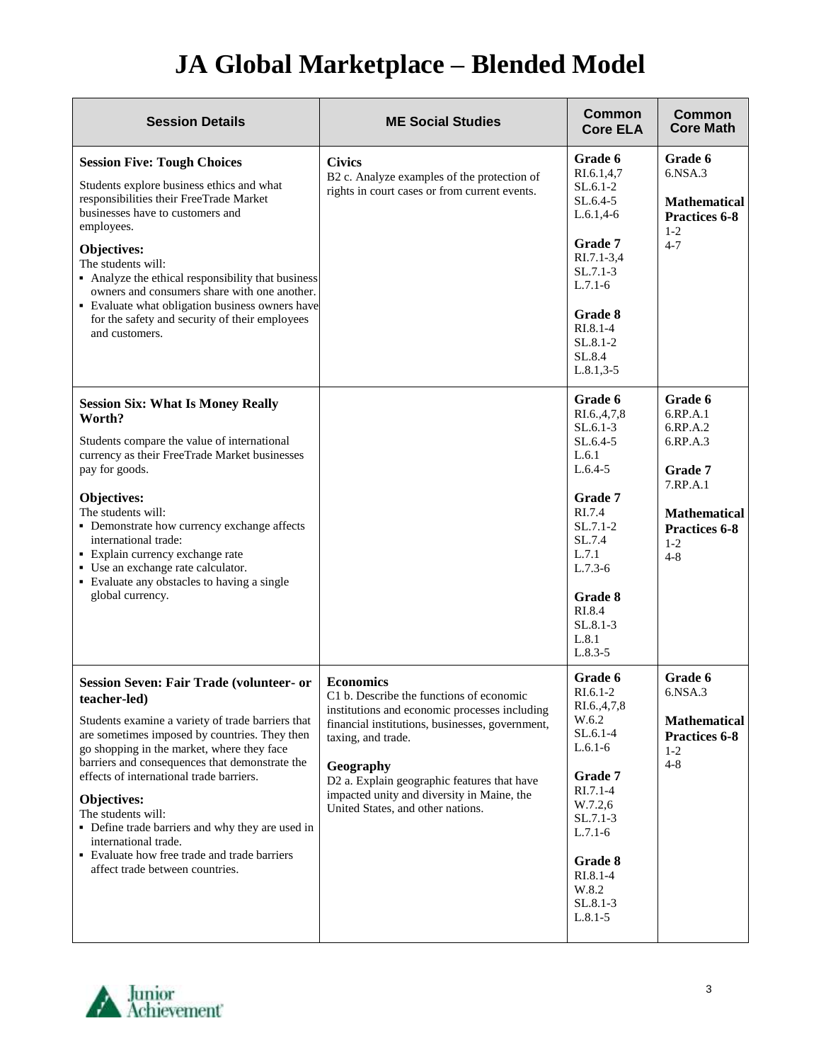# JA Global Marketplace – Blended Model

| Session Details | ME Social Studies | Common Core ELA | Common Core Math |
|---|---|---|---|
| **Session Five: Tough Choices**<br>Students explore business ethics and what responsibilities their FreeTrade Market businesses have to customers and employees.<br>**Objectives:**<br>The students will:<br>▪ Analyze the ethical responsibility that business owners and consumers share with one another.<br>▪ Evaluate what obligation business owners have for the safety and security of their employees and customers. | **Civics**<br>B2 c. Analyze examples of the protection of rights in court cases or from current events. | **Grade 6**<br>RI.6.1,4,7<br>SL.6.1-2<br>SL.6.4-5<br>L.6.1,4-6<br>**Grade 7**<br>RI.7.1-3,4<br>SL.7.1-3<br>L.7.1-6<br>**Grade 8**<br>RI.8.1-4<br>SL.8.1-2<br>SL.8.4<br>L.8.1,3-5 | **Grade 6**<br>6.NSA.3<br>**Mathematical Practices 6-8**<br>1-2<br>4-7 |
| **Session Six: What Is Money Really Worth?**<br>Students compare the value of international currency as their FreeTrade Market businesses pay for goods.<br>**Objectives:**<br>The students will:<br>▪ Demonstrate how currency exchange affects international trade:<br>▪ Explain currency exchange rate<br>▪ Use an exchange rate calculator.<br>▪ Evaluate any obstacles to having a single global currency. | | **Grade 6**<br>RI.6.,4,7,8<br>SL.6.1-3<br>SL.6.4-5<br>L.6.1<br>L.6.4-5<br>**Grade 7**<br>RI.7.4<br>SL.7.1-2<br>SL.7.4<br>L.7.1<br>L.7.3-6<br>**Grade 8**<br>RI.8.4<br>SL.8.1-3<br>L.8.1<br>L.8.3-5 | **Grade 6**<br>6.RP.A.1<br>6.RP.A.2<br>6.RP.A.3<br>**Grade 7**<br>7.RP.A.1<br>**Mathematical Practices 6-8**<br>1-2<br>4-8 |
| **Session Seven: Fair Trade (volunteer- or teacher-led)**<br>Students examine a variety of trade barriers that are sometimes imposed by countries. They then go shopping in the market, where they face barriers and consequences that demonstrate the effects of international trade barriers.<br>**Objectives:**<br>The students will:<br>▪ Define trade barriers and why they are used in international trade.<br>▪ Evaluate how free trade and trade barriers affect trade between countries. | **Economics**<br>C1 b. Describe the functions of economic institutions and economic processes including financial institutions, businesses, government, taxing, and trade.<br>**Geography**<br>D2 a. Explain geographic features that have impacted unity and diversity in Maine, the United States, and other nations. | **Grade 6**<br>RI.6.1-2<br>RI.6.,4,7,8<br>W.6.2<br>SL.6.1-4<br>L.6.1-6<br>**Grade 7**<br>RI.7.1-4<br>W.7.2,6<br>SL.7.1-3<br>L.7.1-6<br>**Grade 8**<br>RI.8.1-4<br>W.8.2<br>SL.8.1-3<br>L.8.1-5 | **Grade 6**<br>6.NSA.3<br>**Mathematical Practices 6-8**<br>1-2<br>4-8 |